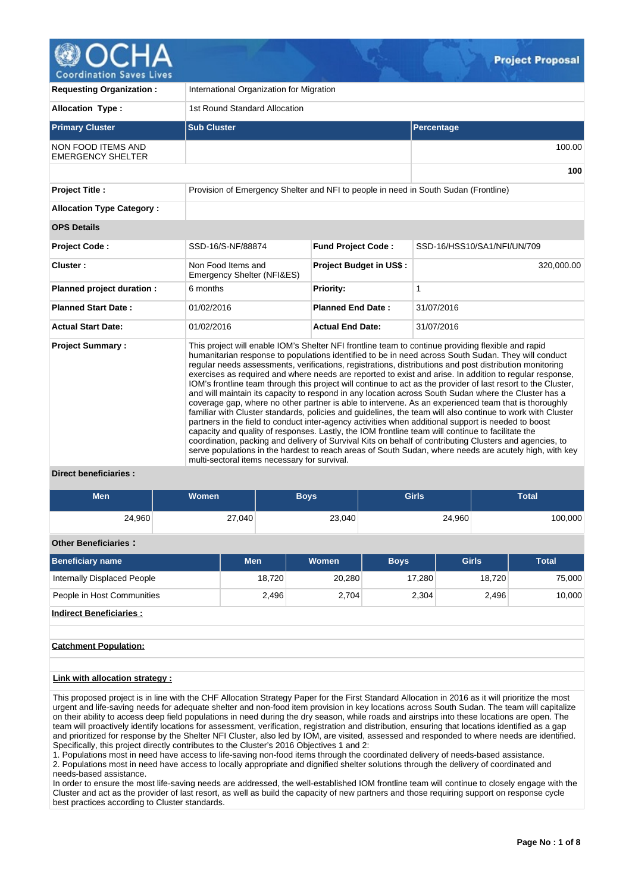# Project Proposal

| | | | |
|---|---|---|---|
| **Requesting Organization :** | International Organization for Migration | | |
| **Allocation Type :** | 1st Round Standard Allocation | | |

| Primary Cluster | Sub Cluster | Percentage |
|---|---|---|
| NON FOOD ITEMS AND EMERGENCY SHELTER | | 100.00 |
| | | **100** |

| | |
|---|---|
| **Project Title :** | Provision of Emergency Shelter and NFI to people in need in South Sudan (Frontline) |
| **Allocation Type Category :** | |

**OPS Details**

| | | | |
|---|---|---|---|
| **Project Code :** | SSD-16/S-NF/88874 | **Fund Project Code :** | SSD-16/HSS10/SA1/NFI/UN/709 |
| **Cluster :** | Non Food Items and Emergency Shelter (NFI&ES) | **Project Budget in US$ :** | 320,000.00 |
| **Planned project duration :** | 6 months | **Priority:** | 1 |
| **Planned Start Date :** | 01/02/2016 | **Planned End Date :** | 31/07/2016 |
| **Actual Start Date:** | 01/02/2016 | **Actual End Date:** | 31/07/2016 |

**Project Summary :**

This project will enable IOM's Shelter NFI frontline team to continue providing flexible and rapid humanitarian response to populations identified to be in need across South Sudan. They will conduct regular needs assessments, verifications, registrations, distributions and post distribution monitoring exercises as required and where needs are reported to exist and arise. In addition to regular response, IOM's frontline team through this project will continue to act as the provider of last resort to the Cluster, and will maintain its capacity to respond in any location across South Sudan where the Cluster has a coverage gap, where no other partner is able to intervene. As an experienced team that is thoroughly familiar with Cluster standards, policies and guidelines, the team will also continue to work with Cluster partners in the field to conduct inter-agency activities when additional support is needed to boost capacity and quality of responses. Lastly, the IOM frontline team will continue to facilitate the coordination, packing and delivery of Survival Kits on behalf of contributing Clusters and agencies, to serve populations in the hardest to reach areas of South Sudan, where needs are acutely high, with key multi-sectoral items necessary for survival.

**Direct beneficiaries :**

| Men | Women | Boys | Girls | Total |
|---|---|---|---|---|
| 24,960 | 27,040 | 23,040 | 24,960 | 100,000 |

**Other Beneficiaries :**

| Beneficiary name | Men | Women | Boys | Girls | Total |
|---|---|---|---|---|---|
| Internally Displaced People | 18,720 | 20,280 | 17,280 | 18,720 | 75,000 |
| People in Host Communities | 2,496 | 2,704 | 2,304 | 2,496 | 10,000 |

**Indirect Beneficiaries :**

**Catchment Population:**

**Link with allocation strategy :**

This proposed project is in line with the CHF Allocation Strategy Paper for the First Standard Allocation in 2016 as it will prioritize the most urgent and life-saving needs for adequate shelter and non-food item provision in key locations across South Sudan. The team will capitalize on their ability to access deep field populations in need during the dry season, while roads and airstrips into these locations are open. The team will proactively identify locations for assessment, verification, registration and distribution, ensuring that locations identified as a gap and prioritized for response by the Shelter NFI Cluster, also led by IOM, are visited, assessed and responded to where needs are identified. Specifically, this project directly contributes to the Cluster's 2016 Objectives 1 and 2:

1. Populations most in need have access to life-saving non-food items through the coordinated delivery of needs-based assistance.
2. Populations most in need have access to locally appropriate and dignified shelter solutions through the delivery of coordinated and needs-based assistance.

In order to ensure the most life-saving needs are addressed, the well-established IOM frontline team will continue to closely engage with the Cluster and act as the provider of last resort, as well as build the capacity of new partners and those requiring support on response cycle best practices according to Cluster standards.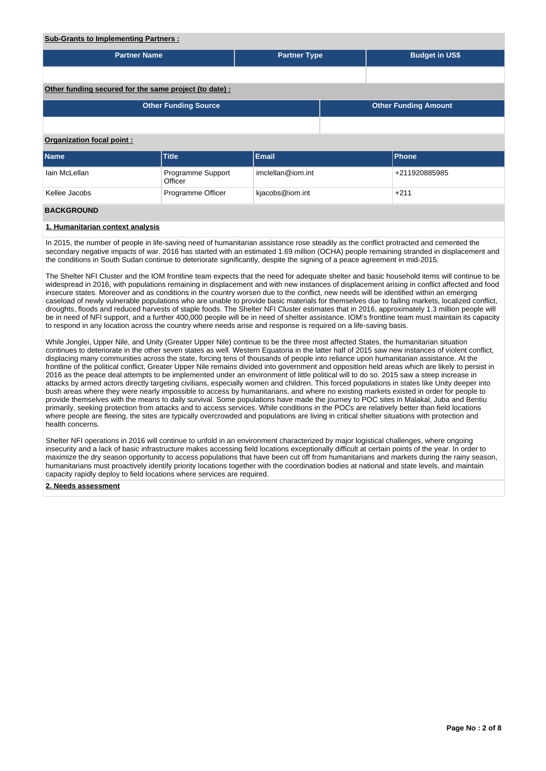**Sub-Grants to Implementing Partners :**

| Partner Name | Partner Type | Budget in US$ |
| --- | --- | --- |
| | | |

**Other funding secured for the same project (to date) :**

| Other Funding Source | Other Funding Amount |
| --- | --- |
| | |

**Organization focal point :**

| Name | Title | Email | Phone |
| --- | --- | --- | --- |
| Iain McLellan | Programme Support Officer | imclellan@iom.int | +211920885985 |
| Kellee Jacobs | Programme Officer | kjacobs@iom.int | +211 |

## BACKGROUND

### 1. Humanitarian context analysis

In 2015, the number of people in life-saving need of humanitarian assistance rose steadily as the conflict protracted and cemented the secondary negative impacts of war. 2016 has started with an estimated 1.69 million (OCHA) people remaining stranded in displacement and the conditions in South Sudan continue to deteriorate significantly, despite the signing of a peace agreement in mid-2015.

The Shelter NFI Cluster and the IOM frontline team expects that the need for adequate shelter and basic household items will continue to be widespread in 2016, with populations remaining in displacement and with new instances of displacement arising in conflict affected and food insecure states. Moreover and as conditions in the country worsen due to the conflict, new needs will be identified within an emerging caseload of newly vulnerable populations who are unable to provide basic materials for themselves due to failing markets, localized conflict, droughts, floods and reduced harvests of staple foods. The Shelter NFI Cluster estimates that in 2016, approximately 1.3 million people will be in need of NFI support, and a further 400,000 people will be in need of shelter assistance. IOM's frontline team must maintain its capacity to respond in any location across the country where needs arise and response is required on a life-saving basis.

While Jonglei, Upper Nile, and Unity (Greater Upper Nile) continue to be the three most affected States, the humanitarian situation continues to deteriorate in the other seven states as well. Western Equatoria in the latter half of 2015 saw new instances of violent conflict, displacing many communities across the state, forcing tens of thousands of people into reliance upon humanitarian assistance. At the frontline of the political conflict, Greater Upper Nile remains divided into government and opposition held areas which are likely to persist in 2016 as the peace deal attempts to be implemented under an environment of little political will to do so. 2015 saw a steep increase in attacks by armed actors directly targeting civilians, especially women and children. This forced populations in states like Unity deeper into bush areas where they were nearly impossible to access by humanitarians, and where no existing markets existed in order for people to provide themselves with the means to daily survival. Some populations have made the journey to POC sites in Malakal, Juba and Bentiu primarily, seeking protection from attacks and to access services. While conditions in the POCs are relatively better than field locations where people are fleeing, the sites are typically overcrowded and populations are living in critical shelter situations with protection and health concerns.

Shelter NFI operations in 2016 will continue to unfold in an environment characterized by major logistical challenges, where ongoing insecurity and a lack of basic infrastructure makes accessing field locations exceptionally difficult at certain points of the year. In order to maximize the dry season opportunity to access populations that have been cut off from humanitarians and markets during the rainy season, humanitarians must proactively identify priority locations together with the coordination bodies at national and state levels, and maintain capacity rapidly deploy to field locations where services are required.

### 2. Needs assessment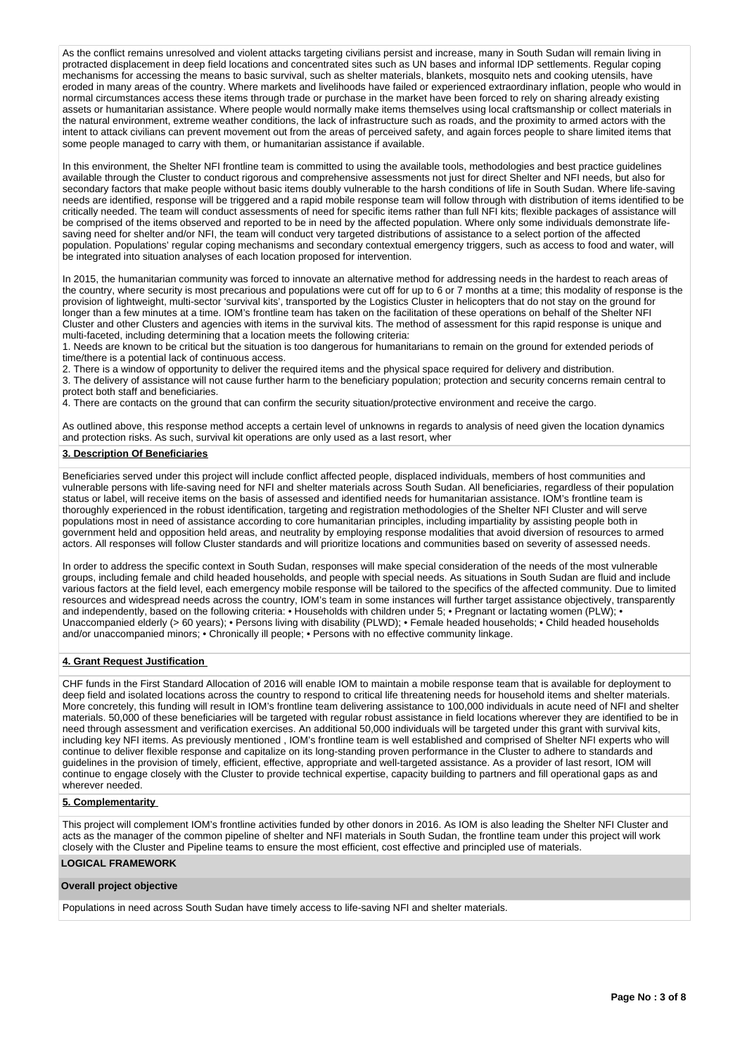As the conflict remains unresolved and violent attacks targeting civilians persist and increase, many in South Sudan will remain living in protracted displacement in deep field locations and concentrated sites such as UN bases and informal IDP settlements. Regular coping mechanisms for accessing the means to basic survival, such as shelter materials, blankets, mosquito nets and cooking utensils, have eroded in many areas of the country. Where markets and livelihoods have failed or experienced extraordinary inflation, people who would in normal circumstances access these items through trade or purchase in the market have been forced to rely on sharing already existing assets or humanitarian assistance. Where people would normally make items themselves using local craftsmanship or collect materials in the natural environment, extreme weather conditions, the lack of infrastructure such as roads, and the proximity to armed actors with the intent to attack civilians can prevent movement out from the areas of perceived safety, and again forces people to share limited items that some people managed to carry with them, or humanitarian assistance if available.

In this environment, the Shelter NFI frontline team is committed to using the available tools, methodologies and best practice guidelines available through the Cluster to conduct rigorous and comprehensive assessments not just for direct Shelter and NFI needs, but also for secondary factors that make people without basic items doubly vulnerable to the harsh conditions of life in South Sudan. Where life-saving needs are identified, response will be triggered and a rapid mobile response team will follow through with distribution of items identified to be critically needed. The team will conduct assessments of need for specific items rather than full NFI kits; flexible packages of assistance will be comprised of the items observed and reported to be in need by the affected population. Where only some individuals demonstrate life-saving need for shelter and/or NFI, the team will conduct very targeted distributions of assistance to a select portion of the affected population. Populations' regular coping mechanisms and secondary contextual emergency triggers, such as access to food and water, will be integrated into situation analyses of each location proposed for intervention.

In 2015, the humanitarian community was forced to innovate an alternative method for addressing needs in the hardest to reach areas of the country, where security is most precarious and populations were cut off for up to 6 or 7 months at a time; this modality of response is the provision of lightweight, multi-sector 'survival kits', transported by the Logistics Cluster in helicopters that do not stay on the ground for longer than a few minutes at a time. IOM's frontline team has taken on the facilitation of these operations on behalf of the Shelter NFI Cluster and other Clusters and agencies with items in the survival kits. The method of assessment for this rapid response is unique and multi-faceted, including determining that a location meets the following criteria:

1. Needs are known to be critical but the situation is too dangerous for humanitarians to remain on the ground for extended periods of time/there is a potential lack of continuous access.
2. There is a window of opportunity to deliver the required items and the physical space required for delivery and distribution.
3. The delivery of assistance will not cause further harm to the beneficiary population; protection and security concerns remain central to protect both staff and beneficiaries.
4. There are contacts on the ground that can confirm the security situation/protective environment and receive the cargo.

As outlined above, this response method accepts a certain level of unknowns in regards to analysis of need given the location dynamics and protection risks. As such, survival kit operations are only used as a last resort, wher

## 3. Description Of Beneficiaries

Beneficiaries served under this project will include conflict affected people, displaced individuals, members of host communities and vulnerable persons with life-saving need for NFI and shelter materials across South Sudan. All beneficiaries, regardless of their population status or label, will receive items on the basis of assessed and identified needs for humanitarian assistance. IOM's frontline team is thoroughly experienced in the robust identification, targeting and registration methodologies of the Shelter NFI Cluster and will serve populations most in need of assistance according to core humanitarian principles, including impartiality by assisting people both in government held and opposition held areas, and neutrality by employing response modalities that avoid diversion of resources to armed actors. All responses will follow Cluster standards and will prioritize locations and communities based on severity of assessed needs.

In order to address the specific context in South Sudan, responses will make special consideration of the needs of the most vulnerable groups, including female and child headed households, and people with special needs. As situations in South Sudan are fluid and include various factors at the field level, each emergency mobile response will be tailored to the specifics of the affected community. Due to limited resources and widespread needs across the country, IOM's team in some instances will further target assistance objectively, transparently and independently, based on the following criteria: • Households with children under 5; • Pregnant or lactating women (PLW); • Unaccompanied elderly (> 60 years); • Persons living with disability (PLWD); • Female headed households; • Child headed households and/or unaccompanied minors; • Chronically ill people; • Persons with no effective community linkage.

## 4. Grant Request Justification

CHF funds in the First Standard Allocation of 2016 will enable IOM to maintain a mobile response team that is available for deployment to deep field and isolated locations across the country to respond to critical life threatening needs for household items and shelter materials. More concretely, this funding will result in IOM's frontline team delivering assistance to 100,000 individuals in acute need of NFI and shelter materials. 50,000 of these beneficiaries will be targeted with regular robust assistance in field locations wherever they are identified to be in need through assessment and verification exercises. An additional 50,000 individuals will be targeted under this grant with survival kits, including key NFI items. As previously mentioned , IOM's frontline team is well established and comprised of Shelter NFI experts who will continue to deliver flexible response and capitalize on its long-standing proven performance in the Cluster to adhere to standards and guidelines in the provision of timely, efficient, effective, appropriate and well-targeted assistance. As a provider of last resort, IOM will continue to engage closely with the Cluster to provide technical expertise, capacity building to partners and fill operational gaps as and wherever needed.

## 5. Complementarity

This project will complement IOM's frontline activities funded by other donors in 2016. As IOM is also leading the Shelter NFI Cluster and acts as the manager of the common pipeline of shelter and NFI materials in South Sudan, the frontline team under this project will work closely with the Cluster and Pipeline teams to ensure the most efficient, cost effective and principled use of materials.

## LOGICAL FRAMEWORK

### Overall project objective

Populations in need across South Sudan have timely access to life-saving NFI and shelter materials.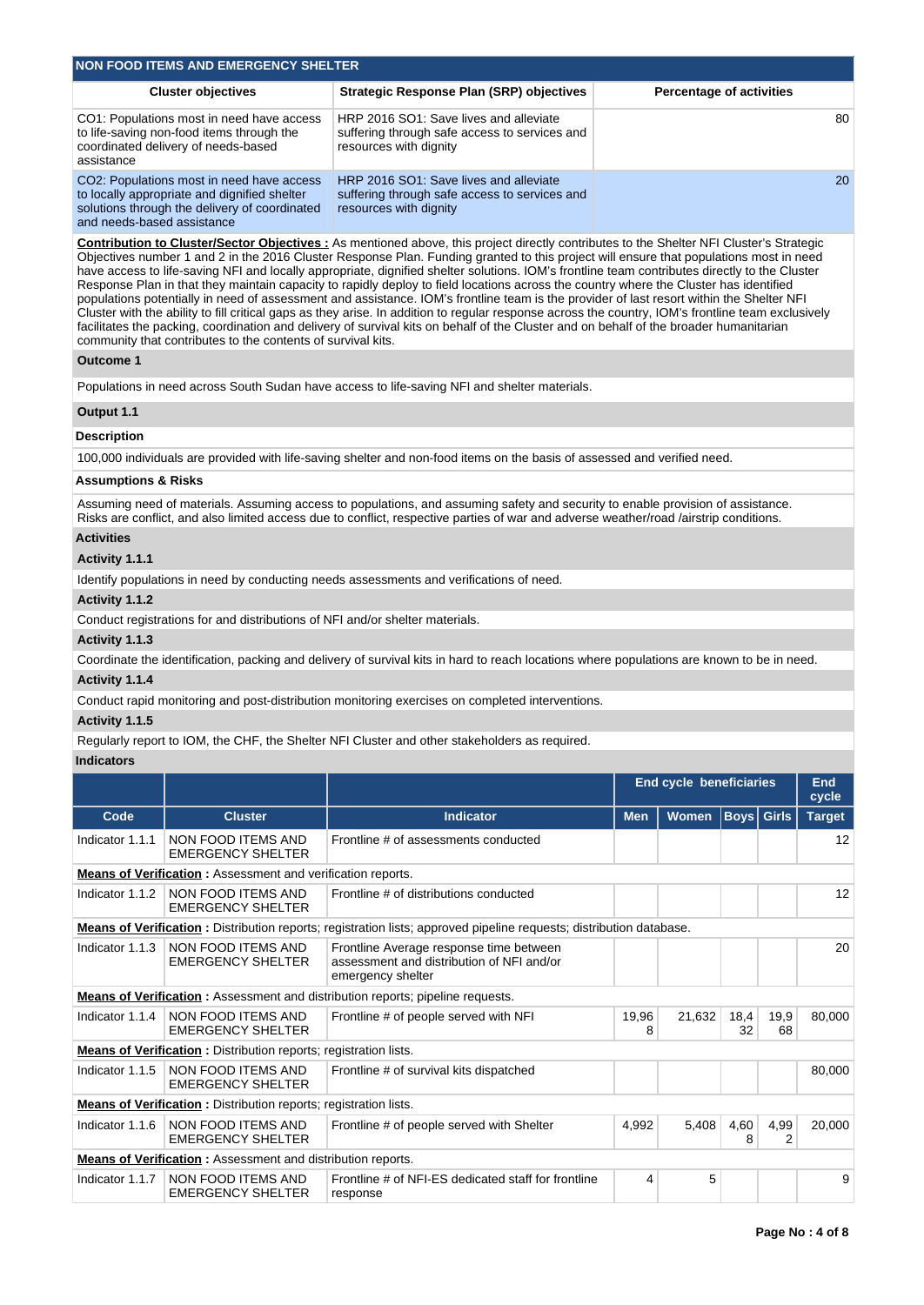## NON FOOD ITEMS AND EMERGENCY SHELTER

| Cluster objectives | Strategic Response Plan (SRP) objectives | Percentage of activities |
|---|---|---|
| CO1: Populations most in need have access to life-saving non-food items through the coordinated delivery of needs-based assistance | HRP 2016 SO1: Save lives and alleviate suffering through safe access to services and resources with dignity | 80 |
| CO2: Populations most in need have access to locally appropriate and dignified shelter solutions through the delivery of coordinated and needs-based assistance | HRP 2016 SO1: Save lives and alleviate suffering through safe access to services and resources with dignity | 20 |

**Contribution to Cluster/Sector Objectives :** As mentioned above, this project directly contributes to the Shelter NFI Cluster's Strategic Objectives number 1 and 2 in the 2016 Cluster Response Plan. Funding granted to this project will ensure that populations most in need have access to life-saving NFI and locally appropriate, dignified shelter solutions. IOM's frontline team contributes directly to the Cluster Response Plan in that they maintain capacity to rapidly deploy to field locations across the country where the Cluster has identified populations potentially in need of assessment and assistance. IOM's frontline team is the provider of last resort within the Shelter NFI Cluster with the ability to fill critical gaps as they arise. In addition to regular response across the country, IOM's frontline team exclusively facilitates the packing, coordination and delivery of survival kits on behalf of the Cluster and on behalf of the broader humanitarian community that contributes to the contents of survival kits.

**Outcome 1**

Populations in need across South Sudan have access to life-saving NFI and shelter materials.

**Output 1.1**

**Description**

100,000 individuals are provided with life-saving shelter and non-food items on the basis of assessed and verified need.

**Assumptions & Risks**

Assuming need of materials. Assuming access to populations, and assuming safety and security to enable provision of assistance. Risks are conflict, and also limited access due to conflict, respective parties of war and adverse weather/road /airstrip conditions.

**Activities**

**Activity 1.1.1**

Identify populations in need by conducting needs assessments and verifications of need.

**Activity 1.1.2**

Conduct registrations for and distributions of NFI and/or shelter materials.

**Activity 1.1.3**

Coordinate the identification, packing and delivery of survival kits in hard to reach locations where populations are known to be in need.

**Activity 1.1.4**

Conduct rapid monitoring and post-distribution monitoring exercises on completed interventions.

**Activity 1.1.5**

Regularly report to IOM, the CHF, the Shelter NFI Cluster and other stakeholders as required.

**Indicators**

| | | | End cycle beneficiaries | | | | End cycle |
|---|---|---|---|---|---|---|---|
| **Code** | **Cluster** | **Indicator** | **Men** | **Women** | **Boys** | **Girls** | **Target** |
| Indicator 1.1.1 | NON FOOD ITEMS AND EMERGENCY SHELTER | Frontline # of assessments conducted | | | | | 12 |
| **Means of Verification :** Assessment and verification reports. | | | | | | | |
| Indicator 1.1.2 | NON FOOD ITEMS AND EMERGENCY SHELTER | Frontline # of distributions conducted | | | | | 12 |
| **Means of Verification :** Distribution reports; registration lists; approved pipeline requests; distribution database. | | | | | | | |
| Indicator 1.1.3 | NON FOOD ITEMS AND EMERGENCY SHELTER | Frontline Average response time between assessment and distribution of NFI and/or emergency shelter | | | | | 20 |
| **Means of Verification :** Assessment and distribution reports; pipeline requests. | | | | | | | |
| Indicator 1.1.4 | NON FOOD ITEMS AND EMERGENCY SHELTER | Frontline # of people served with NFI | 19,968 | 21,632 | 18,432 | 19,968 | 80,000 |
| **Means of Verification :** Distribution reports; registration lists. | | | | | | | |
| Indicator 1.1.5 | NON FOOD ITEMS AND EMERGENCY SHELTER | Frontline # of survival kits dispatched | | | | | 80,000 |
| **Means of Verification :** Distribution reports; registration lists. | | | | | | | |
| Indicator 1.1.6 | NON FOOD ITEMS AND EMERGENCY SHELTER | Frontline # of people served with Shelter | 4,992 | 5,408 | 4,608 | 4,992 | 20,000 |
| **Means of Verification :** Assessment and distribution reports. | | | | | | | |
| Indicator 1.1.7 | NON FOOD ITEMS AND EMERGENCY SHELTER | Frontline # of NFI-ES dedicated staff for frontline response | 4 | 5 | | | 9 |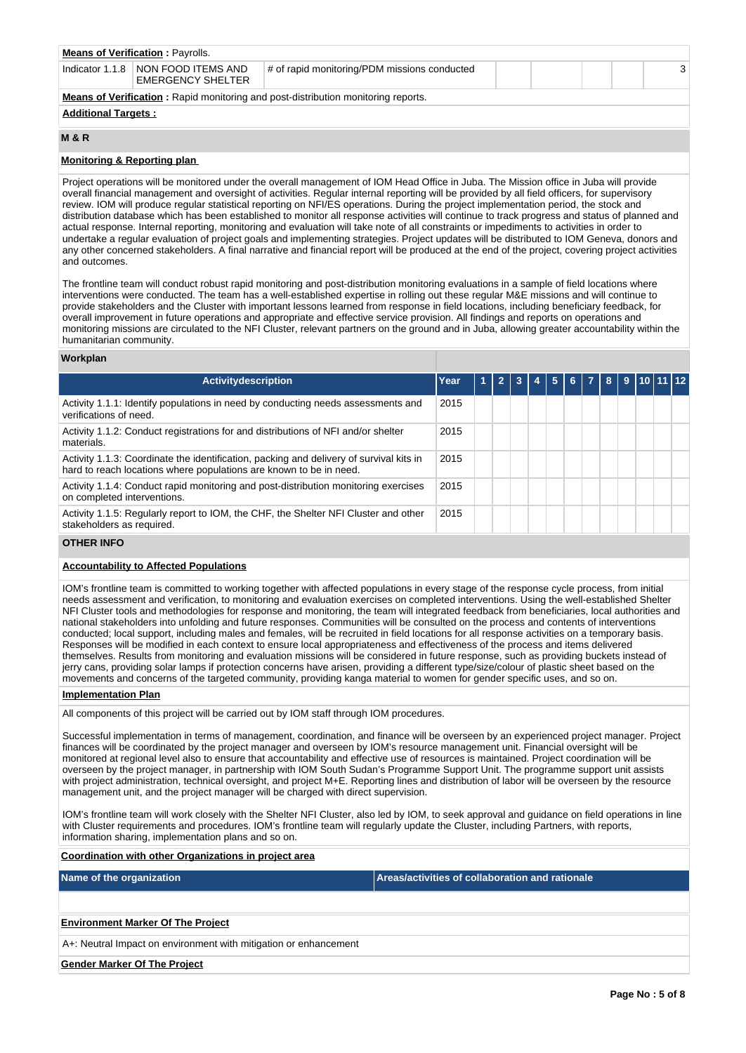**Means of Verification :** Payrolls.

| Indicator 1.1.8 | NON FOOD ITEMS AND EMERGENCY SHELTER | # of rapid monitoring/PDM missions conducted | | | | | 3 |
|---|---|---|---|---|---|---|---|

**Means of Verification :** Rapid monitoring and post-distribution monitoring reports.

**Additional Targets :**

## M & R

### Monitoring & Reporting plan

Project operations will be monitored under the overall management of IOM Head Office in Juba. The Mission office in Juba will provide overall financial management and oversight of activities. Regular internal reporting will be provided by all field officers, for supervisory review. IOM will produce regular statistical reporting on NFI/ES operations. During the project implementation period, the stock and distribution database which has been established to monitor all response activities will continue to track progress and status of planned and actual response. Internal reporting, monitoring and evaluation will take note of all constraints or impediments to activities in order to undertake a regular evaluation of project goals and implementing strategies. Project updates will be distributed to IOM Geneva, donors and any other concerned stakeholders. A final narrative and financial report will be produced at the end of the project, covering project activities and outcomes.

The frontline team will conduct robust rapid monitoring and post-distribution monitoring evaluations in a sample of field locations where interventions were conducted. The team has a well-established expertise in rolling out these regular M&E missions and will continue to provide stakeholders and the Cluster with important lessons learned from response in field locations, including beneficiary feedback, for overall improvement in future operations and appropriate and effective service provision. All findings and reports on operations and monitoring missions are circulated to the NFI Cluster, relevant partners on the ground and in Juba, allowing greater accountability within the humanitarian community.

### Workplan

| Activitydescription | Year | 1 | 2 | 3 | 4 | 5 | 6 | 7 | 8 | 9 | 10 | 11 | 12 |
|---|---|---|---|---|---|---|---|---|---|---|---|---|---|
| Activity 1.1.1: Identify populations in need by conducting needs assessments and verifications of need. | 2015 | | | | | | | | | | | | |
| Activity 1.1.2: Conduct registrations for and distributions of NFI and/or shelter materials. | 2015 | | | | | | | | | | | | |
| Activity 1.1.3: Coordinate the identification, packing and delivery of survival kits in hard to reach locations where populations are known to be in need. | 2015 | | | | | | | | | | | | |
| Activity 1.1.4: Conduct rapid monitoring and post-distribution monitoring exercises on completed interventions. | 2015 | | | | | | | | | | | | |
| Activity 1.1.5: Regularly report to IOM, the CHF, the Shelter NFI Cluster and other stakeholders as required. | 2015 | | | | | | | | | | | | |

## OTHER INFO

### Accountability to Affected Populations

IOM's frontline team is committed to working together with affected populations in every stage of the response cycle process, from initial needs assessment and verification, to monitoring and evaluation exercises on completed interventions. Using the well-established Shelter NFI Cluster tools and methodologies for response and monitoring, the team will integrated feedback from beneficiaries, local authorities and national stakeholders into unfolding and future responses. Communities will be consulted on the process and contents of interventions conducted; local support, including males and females, will be recruited in field locations for all response activities on a temporary basis. Responses will be modified in each context to ensure local appropriateness and effectiveness of the process and items delivered themselves. Results from monitoring and evaluation missions will be considered in future response, such as providing buckets instead of jerry cans, providing solar lamps if protection concerns have arisen, providing a different type/size/colour of plastic sheet based on the movements and concerns of the targeted community, providing kanga material to women for gender specific uses, and so on.

### Implementation Plan

All components of this project will be carried out by IOM staff through IOM procedures.

Successful implementation in terms of management, coordination, and finance will be overseen by an experienced project manager. Project finances will be coordinated by the project manager and overseen by IOM's resource management unit. Financial oversight will be monitored at regional level also to ensure that accountability and effective use of resources is maintained. Project coordination will be overseen by the project manager, in partnership with IOM South Sudan's Programme Support Unit. The programme support unit assists with project administration, technical oversight, and project M+E. Reporting lines and distribution of labor will be overseen by the resource management unit, and the project manager will be charged with direct supervision.

IOM's frontline team will work closely with the Shelter NFI Cluster, also led by IOM, to seek approval and guidance on field operations in line with Cluster requirements and procedures. IOM's frontline team will regularly update the Cluster, including Partners, with reports, information sharing, implementation plans and so on.

### Coordination with other Organizations in project area

| Name of the organization | Areas/activities of collaboration and rationale |
|---|---|
| | |

### Environment Marker Of The Project

A+: Neutral Impact on environment with mitigation or enhancement

### Gender Marker Of The Project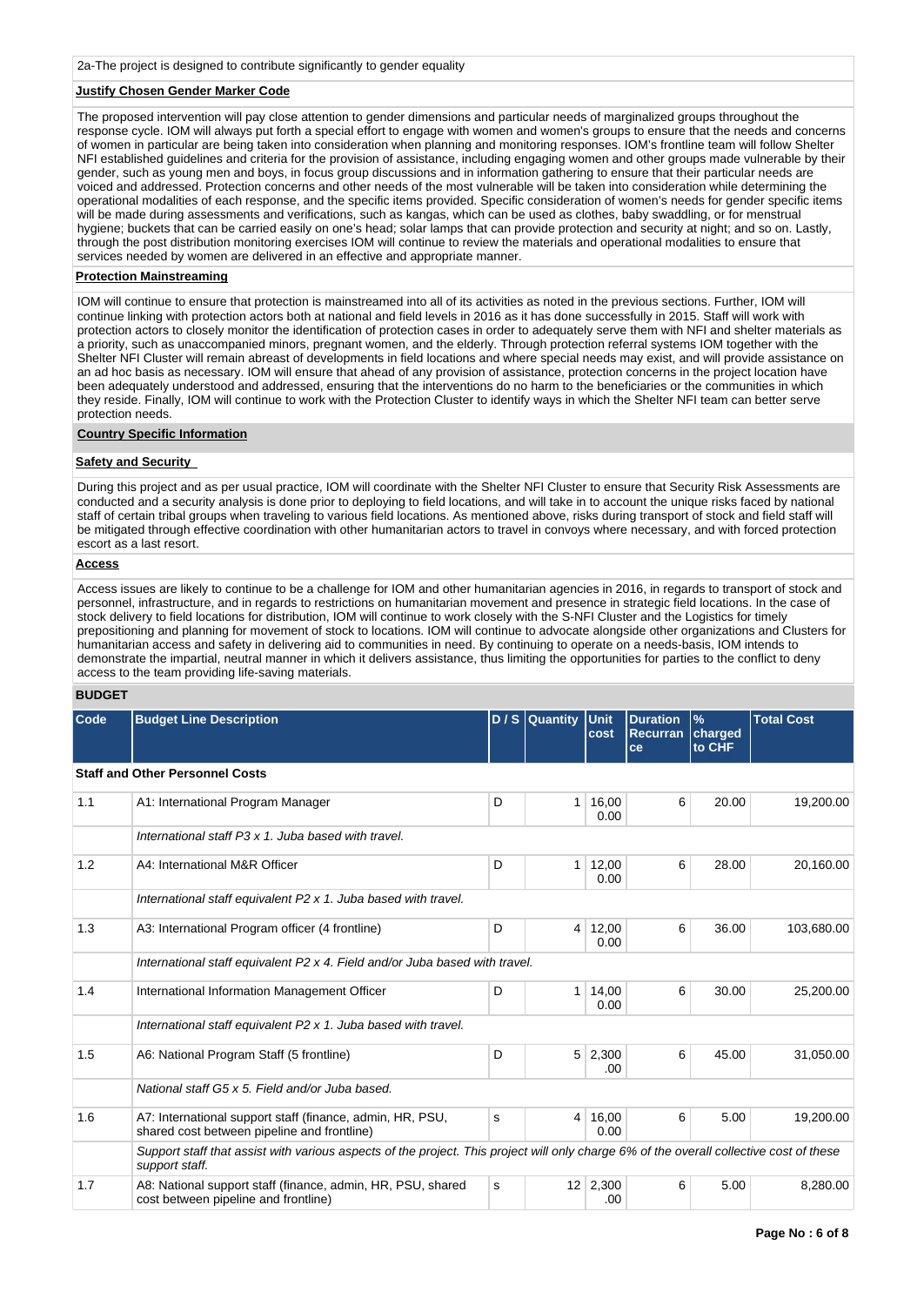2a-The project is designed to contribute significantly to gender equality

**Justify Chosen Gender Marker Code**

The proposed intervention will pay close attention to gender dimensions and particular needs of marginalized groups throughout the response cycle. IOM will always put forth a special effort to engage with women and women's groups to ensure that the needs and concerns of women in particular are being taken into consideration when planning and monitoring responses. IOM's frontline team will follow Shelter NFI established guidelines and criteria for the provision of assistance, including engaging women and other groups made vulnerable by their gender, such as young men and boys, in focus group discussions and in information gathering to ensure that their particular needs are voiced and addressed. Protection concerns and other needs of the most vulnerable will be taken into consideration while determining the operational modalities of each response, and the specific items provided. Specific consideration of women's needs for gender specific items will be made during assessments and verifications, such as kangas, which can be used as clothes, baby swaddling, or for menstrual hygiene; buckets that can be carried easily on one's head; solar lamps that can provide protection and security at night; and so on. Lastly, through the post distribution monitoring exercises IOM will continue to review the materials and operational modalities to ensure that services needed by women are delivered in an effective and appropriate manner.

**Protection Mainstreaming**

IOM will continue to ensure that protection is mainstreamed into all of its activities as noted in the previous sections. Further, IOM will continue linking with protection actors both at national and field levels in 2016 as it has done successfully in 2015. Staff will work with protection actors to closely monitor the identification of protection cases in order to adequately serve them with NFI and shelter materials as a priority, such as unaccompanied minors, pregnant women, and the elderly. Through protection referral systems IOM together with the Shelter NFI Cluster will remain abreast of developments in field locations and where special needs may exist, and will provide assistance on an ad hoc basis as necessary. IOM will ensure that ahead of any provision of assistance, protection concerns in the project location have been adequately understood and addressed, ensuring that the interventions do no harm to the beneficiaries or the communities in which they reside. Finally, IOM will continue to work with the Protection Cluster to identify ways in which the Shelter NFI team can better serve protection needs.

**Country Specific Information**

**Safety and Security**

During this project and as per usual practice, IOM will coordinate with the Shelter NFI Cluster to ensure that Security Risk Assessments are conducted and a security analysis is done prior to deploying to field locations, and will take in to account the unique risks faced by national staff of certain tribal groups when traveling to various field locations. As mentioned above, risks during transport of stock and field staff will be mitigated through effective coordination with other humanitarian actors to travel in convoys where necessary, and with forced protection escort as a last resort.

**Access**

Access issues are likely to continue to be a challenge for IOM and other humanitarian agencies in 2016, in regards to transport of stock and personnel, infrastructure, and in regards to restrictions on humanitarian movement and presence in strategic field locations. In the case of stock delivery to field locations for distribution, IOM will continue to work closely with the S-NFI Cluster and the Logistics for timely prepositioning and planning for movement of stock to locations. IOM will continue to advocate alongside other organizations and Clusters for humanitarian access and safety in delivering aid to communities in need. By continuing to operate on a needs-basis, IOM intends to demonstrate the impartial, neutral manner in which it delivers assistance, thus limiting the opportunities for parties to the conflict to deny access to the team providing life-saving materials.

**BUDGET**

| Code | Budget Line Description | D / S | Quantity | Unit cost | Duration Recurrance | % charged to CHF | Total Cost |
|---|---|---|---|---|---|---|---|
| **Staff and Other Personnel Costs** | | | | | | | |
| 1.1 | A1: International Program Manager | D | 1 | 16,000.00 | 6 | 20.00 | 19,200.00 |
| | *International staff P3 x 1. Juba based with travel.* | | | | | | |
| 1.2 | A4: International M&R Officer | D | 1 | 12,000.00 | 6 | 28.00 | 20,160.00 |
| | *International staff equivalent P2 x 1. Juba based with travel.* | | | | | | |
| 1.3 | A3: International Program officer (4 frontline) | D | 4 | 12,000.00 | 6 | 36.00 | 103,680.00 |
| | *International staff equivalent P2 x 4. Field and/or Juba based with travel.* | | | | | | |
| 1.4 | International Information Management Officer | D | 1 | 14,000.00 | 6 | 30.00 | 25,200.00 |
| | *International staff equivalent P2 x 1. Juba based with travel.* | | | | | | |
| 1.5 | A6: National Program Staff (5 frontline) | D | 5 | 2,300.00 | 6 | 45.00 | 31,050.00 |
| | *National staff G5 x 5. Field and/or Juba based.* | | | | | | |
| 1.6 | A7: International support staff (finance, admin, HR, PSU, shared cost between pipeline and frontline) | s | 4 | 16,000.00 | 6 | 5.00 | 19,200.00 |
| | *Support staff that assist with various aspects of the project. This project will only charge 6% of the overall collective cost of these support staff.* | | | | | | |
| 1.7 | A8: National support staff (finance, admin, HR, PSU, shared cost between pipeline and frontline) | s | 12 | 2,300.00 | 6 | 5.00 | 8,280.00 |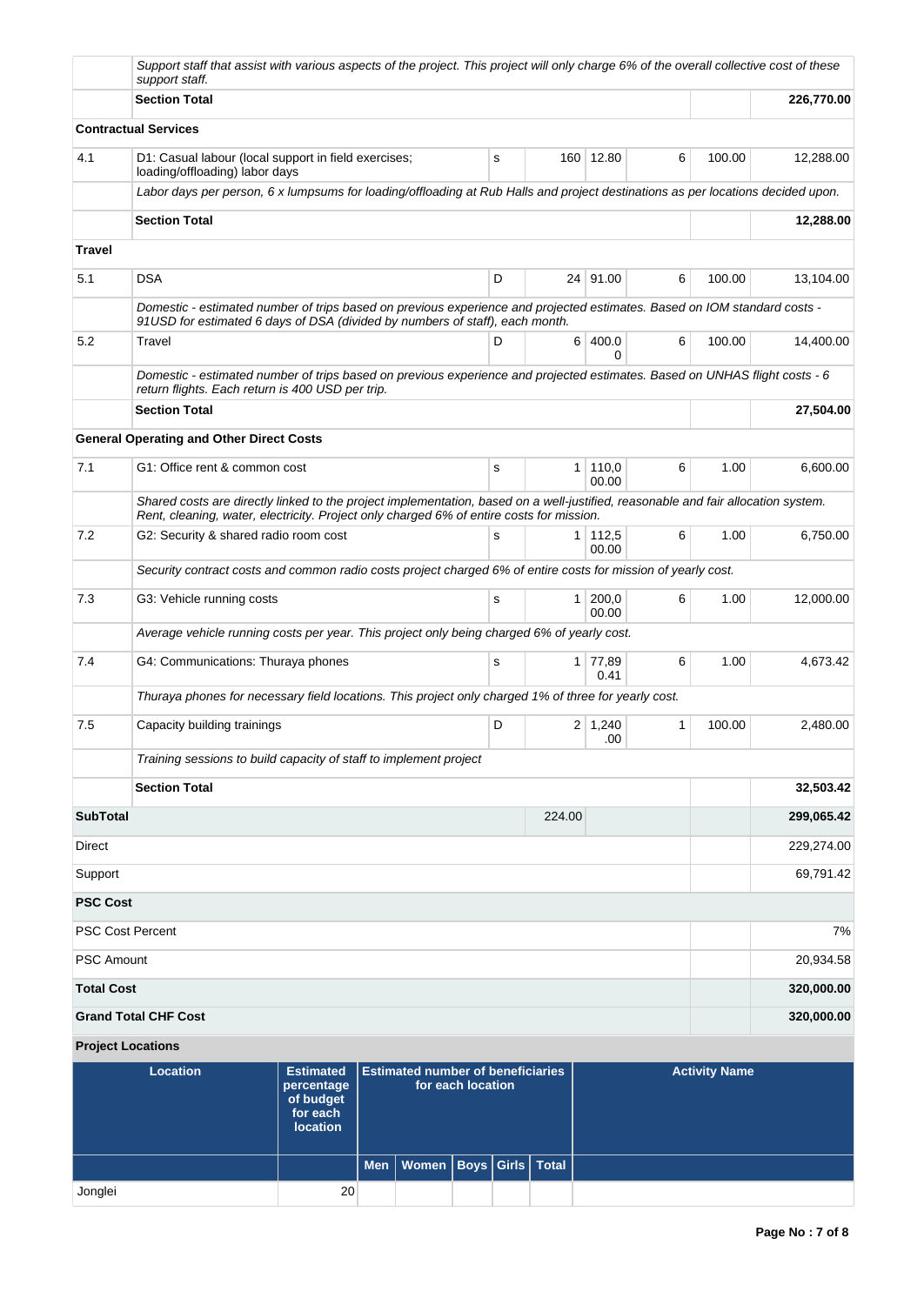| | | | | | | | |
|---|---|---|---|---|---|---|---|
| | *Support staff that assist with various aspects of the project. This project will only charge 6% of the overall collective cost of these support staff.* | | | | | | |
| | **Section Total** | | | | | | **226,770.00** |
| **Contractual Services** | | | | | | | |
| 4.1 | D1: Casual labour (local support in field exercises; loading/offloading) labor days | S | 160 | 12.80 | 6 | 100.00 | 12,288.00 |
| | *Labor days per person, 6 x lumpsums for loading/offloading at Rub Halls and project destinations as per locations decided upon.* | | | | | | |
| | **Section Total** | | | | | | **12,288.00** |
| **Travel** | | | | | | | |
| 5.1 | DSA | D | 24 | 91.00 | 6 | 100.00 | 13,104.00 |
| | *Domestic - estimated number of trips based on previous experience and projected estimates. Based on IOM standard costs - 91USD for estimated 6 days of DSA (divided by numbers of staff), each month.* | | | | | | |
| 5.2 | Travel | D | 6 | 400.00 | 6 | 100.00 | 14,400.00 |
| | *Domestic - estimated number of trips based on previous experience and projected estimates. Based on UNHAS flight costs - 6 return flights. Each return is 400 USD per trip.* | | | | | | |
| | **Section Total** | | | | | | **27,504.00** |
| **General Operating and Other Direct Costs** | | | | | | | |
| 7.1 | G1: Office rent & common cost | S | 1 | 110,000.00 | 6 | 1.00 | 6,600.00 |
| | *Shared costs are directly linked to the project implementation, based on a well-justified, reasonable and fair allocation system. Rent, cleaning, water, electricity. Project only charged 6% of entire costs for mission.* | | | | | | |
| 7.2 | G2: Security & shared radio room cost | S | 1 | 112,500.00 | 6 | 1.00 | 6,750.00 |
| | *Security contract costs and common radio costs project charged 6% of entire costs for mission of yearly cost.* | | | | | | |
| 7.3 | G3: Vehicle running costs | S | 1 | 200,000.00 | 6 | 1.00 | 12,000.00 |
| | *Average vehicle running costs per year. This project only being charged 6% of yearly cost.* | | | | | | |
| 7.4 | G4: Communications: Thuraya phones | S | 1 | 77,890.41 | 6 | 1.00 | 4,673.42 |
| | *Thuraya phones for necessary field locations. This project only charged 1% of three for yearly cost.* | | | | | | |
| 7.5 | Capacity building trainings | D | 2 | 1,240.00 | 1 | 100.00 | 2,480.00 |
| | *Training sessions to build capacity of staff to implement project* | | | | | | |
| | **Section Total** | | | | | | **32,503.42** |
| **SubTotal** | | | 224.00 | | | | **299,065.42** |
| Direct | | | | | | | 229,274.00 |
| Support | | | | | | | 69,791.42 |
| **PSC Cost** | | | | | | | |
| PSC Cost Percent | | | | | | | 7% |
| PSC Amount | | | | | | | 20,934.58 |
| **Total Cost** | | | | | | | **320,000.00** |
| **Grand Total CHF Cost** | | | | | | | **320,000.00** |

**Project Locations**

| Location | Estimated percentage of budget for each location | Estimated number of beneficiaries for each location | | | | | Activity Name |
|---|---|---|---|---|---|---|---|
| | | Men | Women | Boys | Girls | Total | |
| Jonglei | 20 | | | | | | |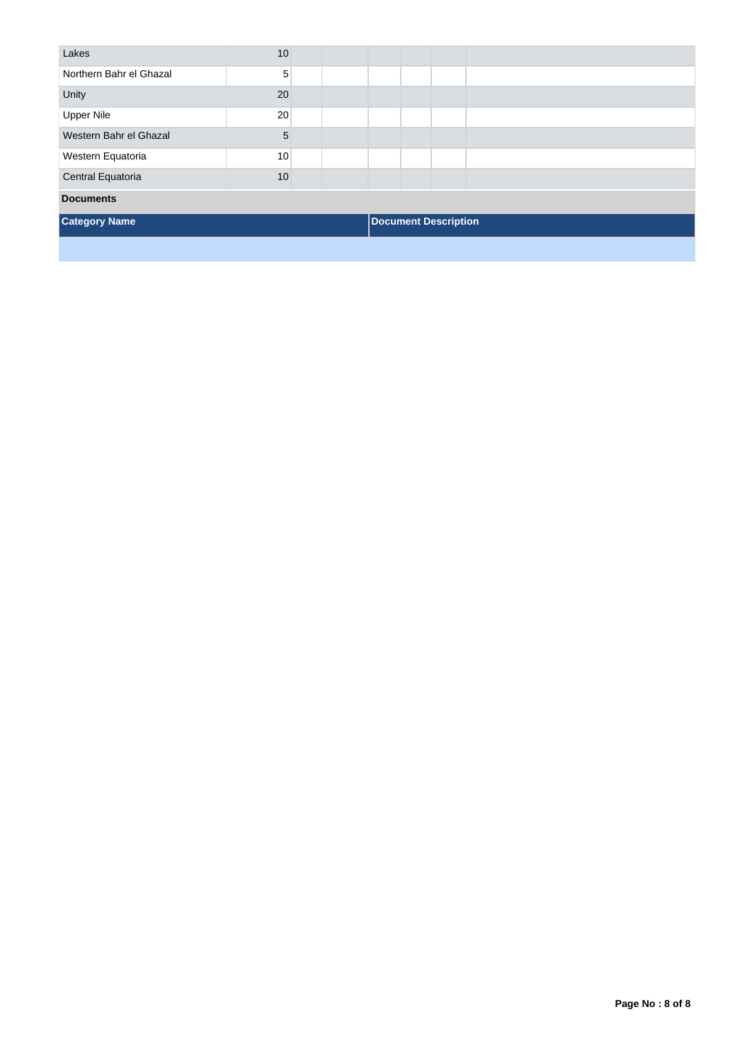| | | | | | | |
|---|---|---|---|---|---|---|
| Lakes | 10 | | | | | |
| Northern Bahr el Ghazal | 5 | | | | | |
| Unity | 20 | | | | | |
| Upper Nile | 20 | | | | | |
| Western Bahr el Ghazal | 5 | | | | | |
| Western Equatoria | 10 | | | | | |
| Central Equatoria | 10 | | | | | |

**Documents**

| Category Name | Document Description |
|---|---|
| | |